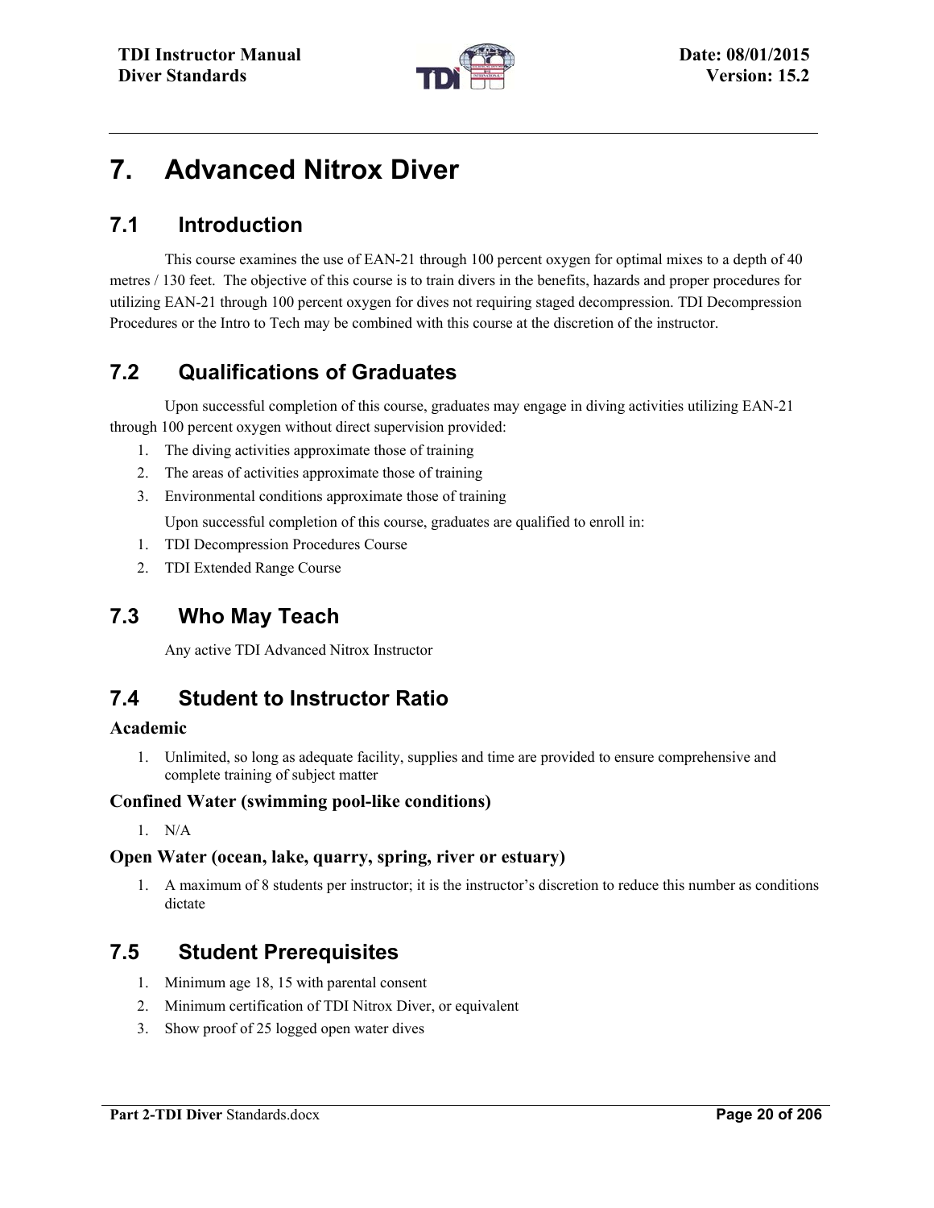# 7. Advanced Nitrox Diver

## 7.1 Introduction

This course examines the use of EAN-21 through 100 percent oxygen for optimal mixes to a depth of 40 metres / 130 feet. The objective of this course is to train divers in the benefits, hazards and proper procedures for utilizing EAN-21 through 100 percent oxygen for dives not requiring staged decompression. TDI Decompression Procedures or the Intro to Tech may be combined with this course at the discretion of the instructor.

## 7.2 Qualifications of Graduates

Upon successful completion of this course, graduates may engage in diving activities utilizing EAN-21 through 100 percent oxygen without direct supervision provided:

1. The diving activities approximate those of training
2. The areas of activities approximate those of training
3. Environmental conditions approximate those of training

Upon successful completion of this course, graduates are qualified to enroll in:

1. TDI Decompression Procedures Course
2. TDI Extended Range Course

## 7.3 Who May Teach

Any active TDI Advanced Nitrox Instructor

## 7.4 Student to Instructor Ratio

### Academic

1. Unlimited, so long as adequate facility, supplies and time are provided to ensure comprehensive and complete training of subject matter

### Confined Water (swimming pool-like conditions)

1. N/A

### Open Water (ocean, lake, quarry, spring, river or estuary)

1. A maximum of 8 students per instructor; it is the instructor's discretion to reduce this number as conditions dictate

## 7.5 Student Prerequisites

1. Minimum age 18, 15 with parental consent
2. Minimum certification of TDI Nitrox Diver, or equivalent
3. Show proof of 25 logged open water dives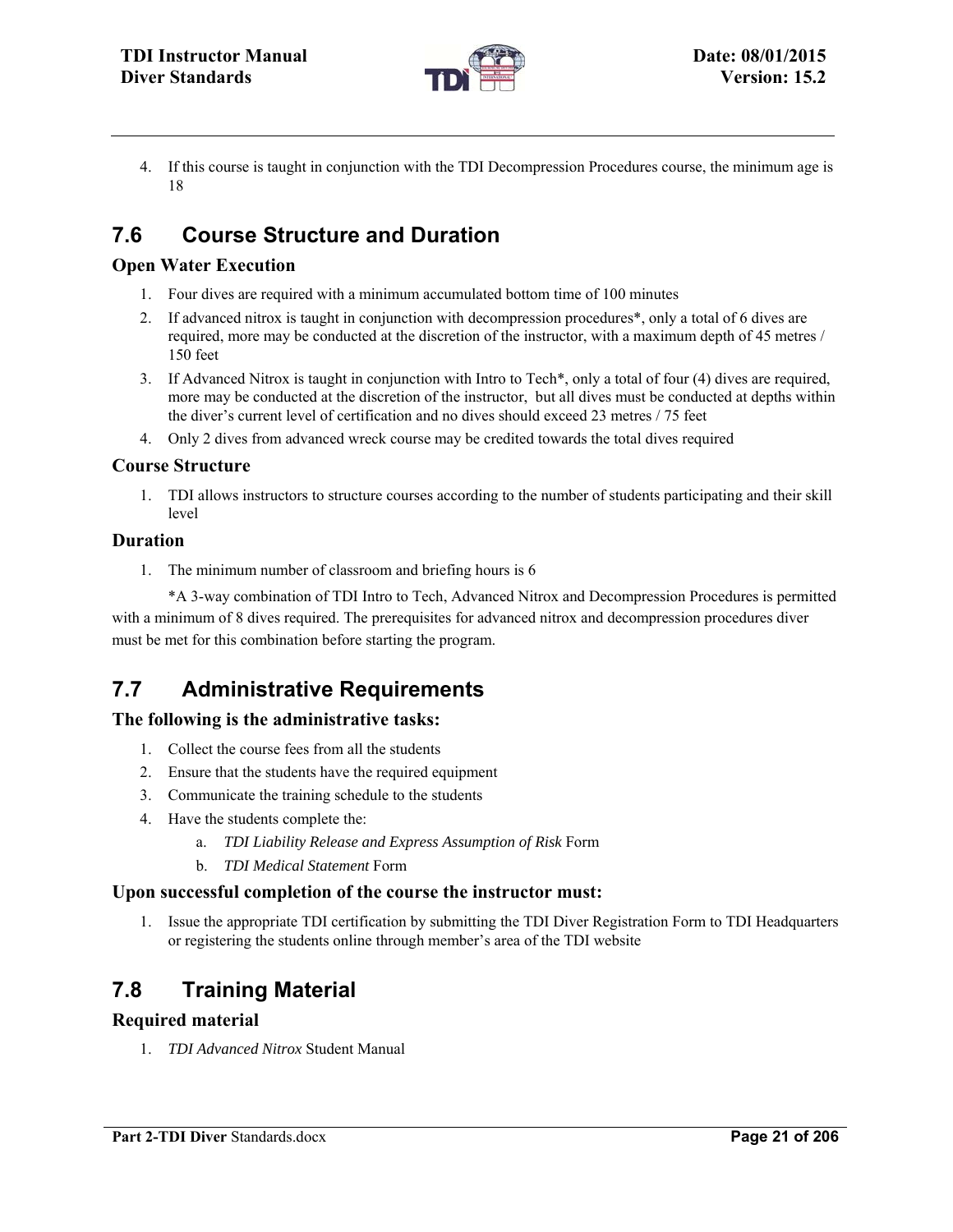4. If this course is taught in conjunction with the TDI Decompression Procedures course, the minimum age is 18

## 7.6 Course Structure and Duration

### Open Water Execution

1. Four dives are required with a minimum accumulated bottom time of 100 minutes
2. If advanced nitrox is taught in conjunction with decompression procedures*, only a total of 6 dives are required, more may be conducted at the discretion of the instructor, with a maximum depth of 45 metres / 150 feet
3. If Advanced Nitrox is taught in conjunction with Intro to Tech*, only a total of four (4) dives are required, more may be conducted at the discretion of the instructor, but all dives must be conducted at depths within the diver's current level of certification and no dives should exceed 23 metres / 75 feet
4. Only 2 dives from advanced wreck course may be credited towards the total dives required

### Course Structure

1. TDI allows instructors to structure courses according to the number of students participating and their skill level

### Duration

1. The minimum number of classroom and briefing hours is 6

*A 3-way combination of TDI Intro to Tech, Advanced Nitrox and Decompression Procedures is permitted with a minimum of 8 dives required. The prerequisites for advanced nitrox and decompression procedures diver must be met for this combination before starting the program.

## 7.7 Administrative Requirements

### The following is the administrative tasks:

1. Collect the course fees from all the students
2. Ensure that the students have the required equipment
3. Communicate the training schedule to the students
4. Have the students complete the:
   a. *TDI Liability Release and Express Assumption of Risk* Form
   b. *TDI Medical Statement* Form

### Upon successful completion of the course the instructor must:

1. Issue the appropriate TDI certification by submitting the TDI Diver Registration Form to TDI Headquarters or registering the students online through member's area of the TDI website

## 7.8 Training Material

### Required material

1. *TDI Advanced Nitrox* Student Manual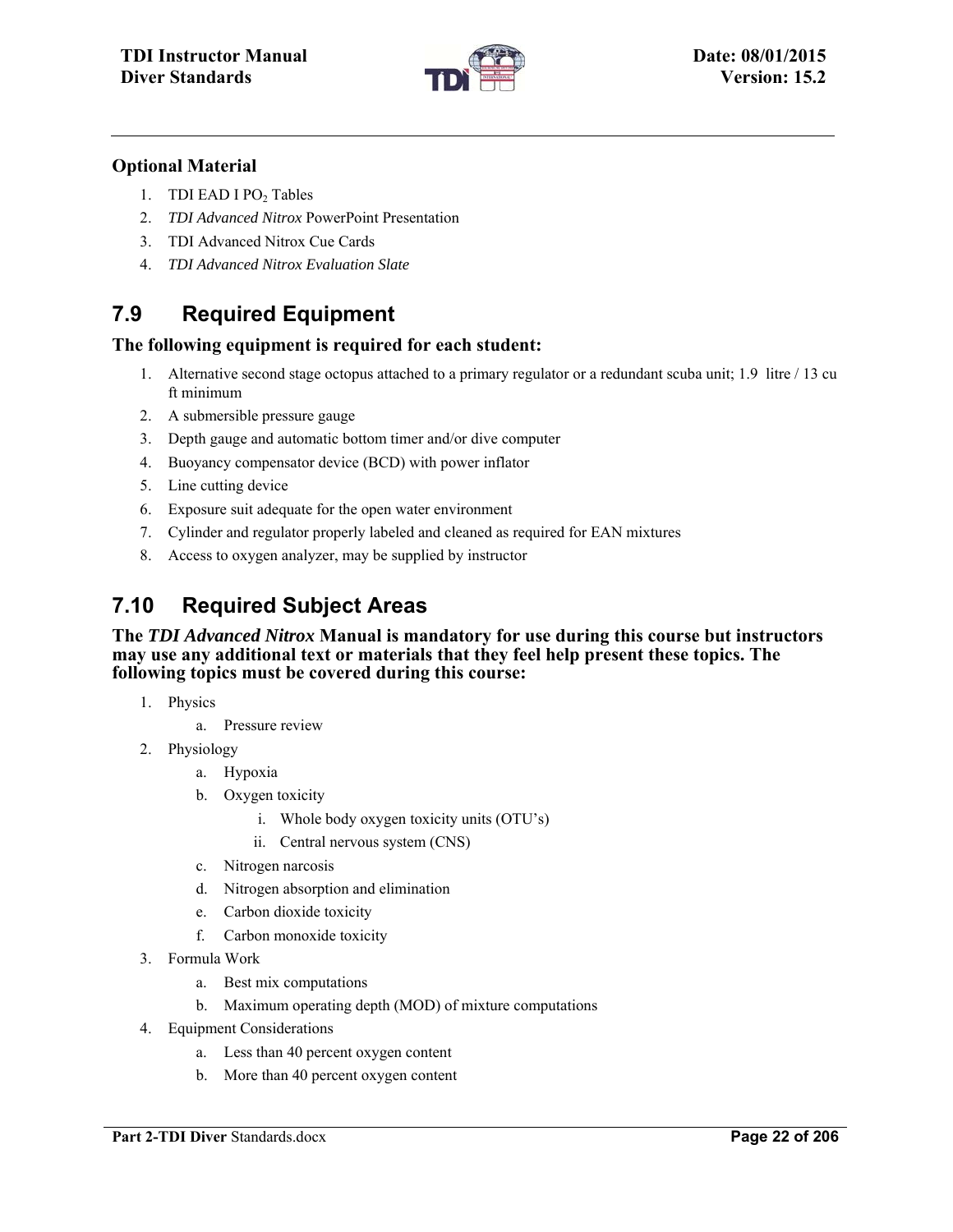### Optional Material

1. TDI EAD I $PO_2$ Tables
2. *TDI Advanced Nitrox* PowerPoint Presentation
3. TDI Advanced Nitrox Cue Cards
4. *TDI Advanced Nitrox Evaluation Slate*

## 7.9 Required Equipment

### The following equipment is required for each student:

1. Alternative second stage octopus attached to a primary regulator or a redundant scuba unit; 1.9 litre / 13 cu ft minimum
2. A submersible pressure gauge
3. Depth gauge and automatic bottom timer and/or dive computer
4. Buoyancy compensator device (BCD) with power inflator
5. Line cutting device
6. Exposure suit adequate for the open water environment
7. Cylinder and regulator properly labeled and cleaned as required for EAN mixtures
8. Access to oxygen analyzer, may be supplied by instructor

## 7.10 Required Subject Areas

### The *TDI Advanced Nitrox* Manual is mandatory for use during this course but instructors may use any additional text or materials that they feel help present these topics. The following topics must be covered during this course:

1. Physics
   a. Pressure review
2. Physiology
   a. Hypoxia
   b. Oxygen toxicity
      i. Whole body oxygen toxicity units (OTU's)
      ii. Central nervous system (CNS)
   c. Nitrogen narcosis
   d. Nitrogen absorption and elimination
   e. Carbon dioxide toxicity
   f. Carbon monoxide toxicity
3. Formula Work
   a. Best mix computations
   b. Maximum operating depth (MOD) of mixture computations
4. Equipment Considerations
   a. Less than 40 percent oxygen content
   b. More than 40 percent oxygen content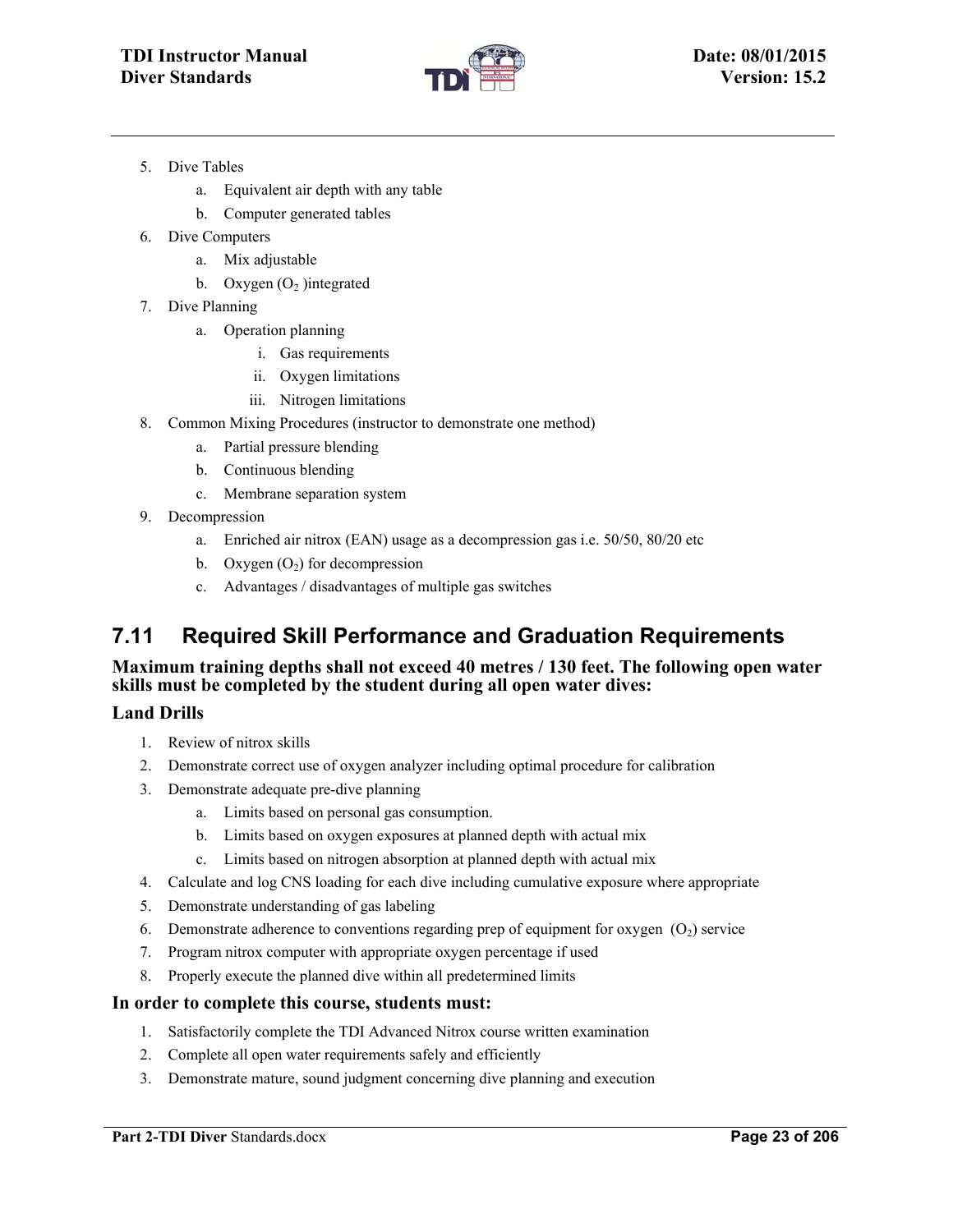5. Dive Tables
    a. Equivalent air depth with any table
    b. Computer generated tables
6. Dive Computers
    a. Mix adjustable
    b. Oxygen ($O_2$ )integrated
7. Dive Planning
    a. Operation planning
        i. Gas requirements
        ii. Oxygen limitations
        iii. Nitrogen limitations
8. Common Mixing Procedures (instructor to demonstrate one method)
    a. Partial pressure blending
    b. Continuous blending
    c. Membrane separation system
9. Decompression
    a. Enriched air nitrox (EAN) usage as a decompression gas i.e. 50/50, 80/20 etc
    b. Oxygen ($O_2$) for decompression
    c. Advantages / disadvantages of multiple gas switches

## 7.11 Required Skill Performance and Graduation Requirements

**Maximum training depths shall not exceed 40 metres / 130 feet. The following open water skills must be completed by the student during all open water dives:**

### Land Drills

1. Review of nitrox skills
2. Demonstrate correct use of oxygen analyzer including optimal procedure for calibration
3. Demonstrate adequate pre-dive planning
    a. Limits based on personal gas consumption.
    b. Limits based on oxygen exposures at planned depth with actual mix
    c. Limits based on nitrogen absorption at planned depth with actual mix
4. Calculate and log CNS loading for each dive including cumulative exposure where appropriate
5. Demonstrate understanding of gas labeling
6. Demonstrate adherence to conventions regarding prep of equipment for oxygen ($O_2$) service
7. Program nitrox computer with appropriate oxygen percentage if used
8. Properly execute the planned dive within all predetermined limits

### In order to complete this course, students must:

1. Satisfactorily complete the TDI Advanced Nitrox course written examination
2. Complete all open water requirements safely and efficiently
3. Demonstrate mature, sound judgment concerning dive planning and execution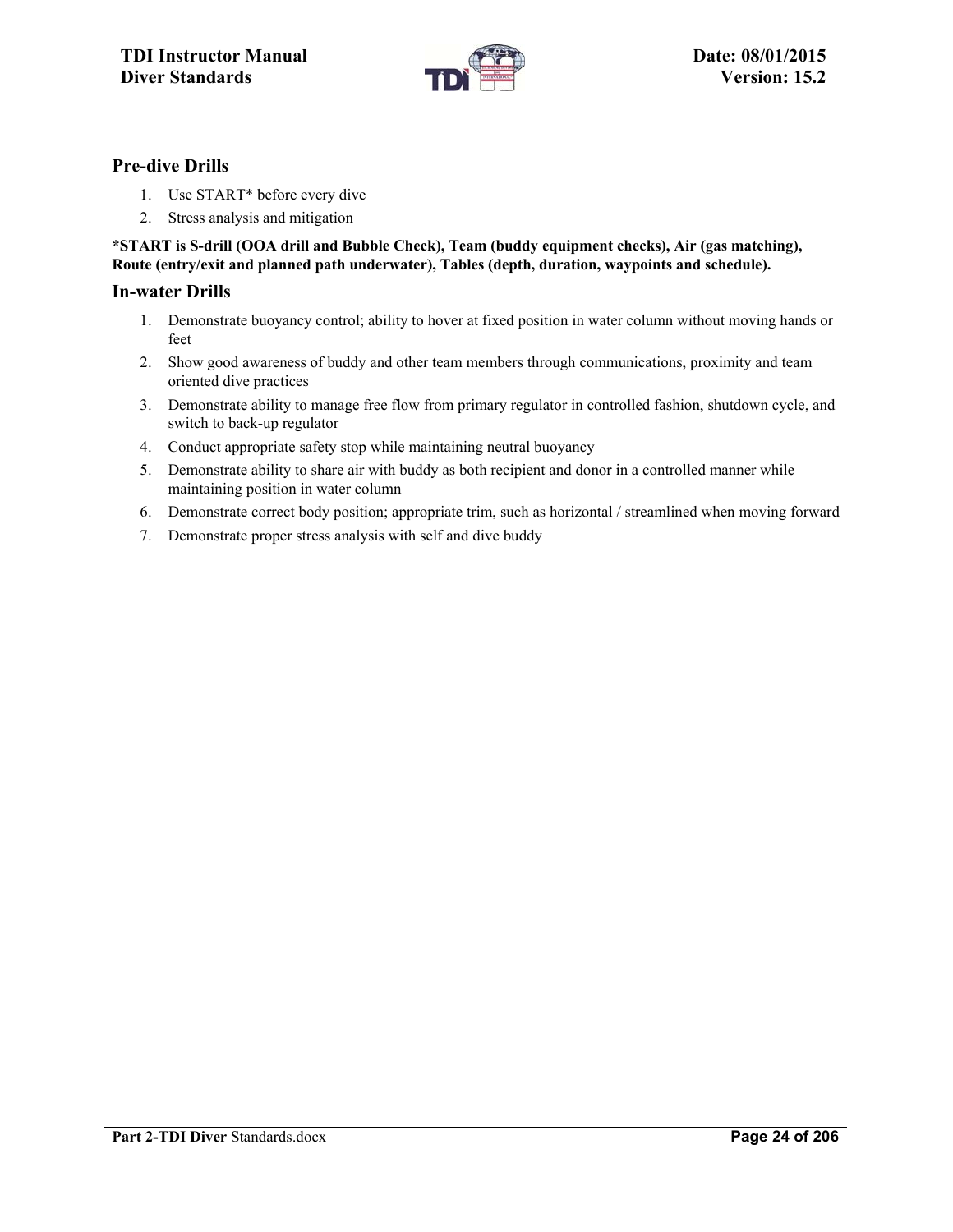### Pre-dive Drills

1. Use START* before every dive
2. Stress analysis and mitigation

**\*START is S-drill (OOA drill and Bubble Check), Team (buddy equipment checks), Air (gas matching), Route (entry/exit and planned path underwater), Tables (depth, duration, waypoints and schedule).**

### In-water Drills

1. Demonstrate buoyancy control; ability to hover at fixed position in water column without moving hands or feet
2. Show good awareness of buddy and other team members through communications, proximity and team oriented dive practices
3. Demonstrate ability to manage free flow from primary regulator in controlled fashion, shutdown cycle, and switch to back-up regulator
4. Conduct appropriate safety stop while maintaining neutral buoyancy
5. Demonstrate ability to share air with buddy as both recipient and donor in a controlled manner while maintaining position in water column
6. Demonstrate correct body position; appropriate trim, such as horizontal / streamlined when moving forward
7. Demonstrate proper stress analysis with self and dive buddy